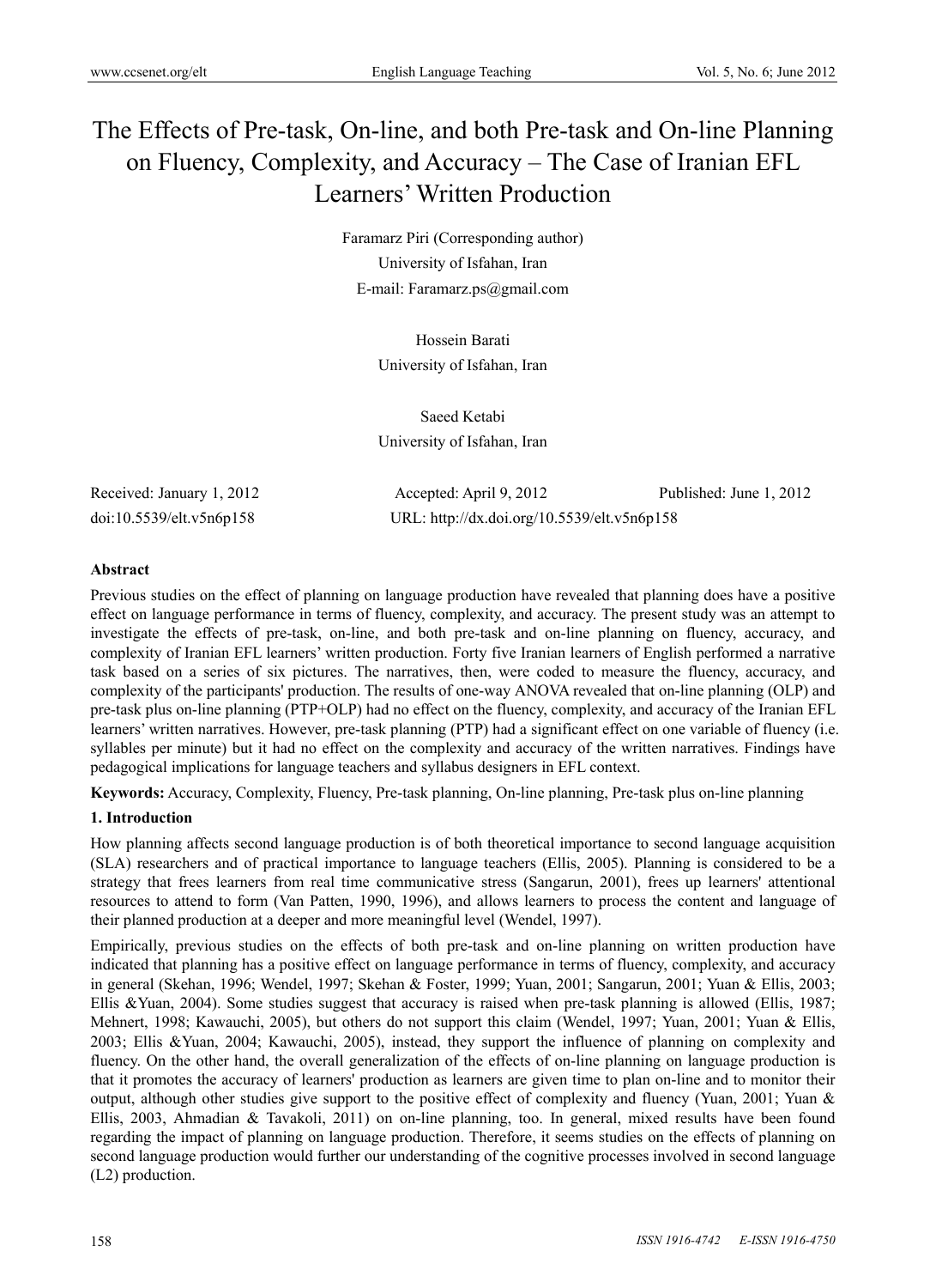# The Effects of Pre-task, On-line, and both Pre-task and On-line Planning on Fluency, Complexity, and Accuracy – The Case of Iranian EFL Learners' Written Production

Faramarz Piri (Corresponding author)
University of Isfahan, Iran
E-mail: Faramarz.ps@gmail.com

Hossein Barati
University of Isfahan, Iran

Saeed Ketabi
University of Isfahan, Iran

Received: January 1, 2012 Accepted: April 9, 2012 Published: June 1, 2012

doi:10.5539/elt.v5n6p158 URL: http://dx.doi.org/10.5539/elt.v5n6p158

## Abstract

Previous studies on the effect of planning on language production have revealed that planning does have a positive effect on language performance in terms of fluency, complexity, and accuracy. The present study was an attempt to investigate the effects of pre-task, on-line, and both pre-task and on-line planning on fluency, accuracy, and complexity of Iranian EFL learners' written production. Forty five Iranian learners of English performed a narrative task based on a series of six pictures. The narratives, then, were coded to measure the fluency, accuracy, and complexity of the participants' production. The results of one-way ANOVA revealed that on-line planning (OLP) and pre-task plus on-line planning (PTP+OLP) had no effect on the fluency, complexity, and accuracy of the Iranian EFL learners' written narratives. However, pre-task planning (PTP) had a significant effect on one variable of fluency (i.e. syllables per minute) but it had no effect on the complexity and accuracy of the written narratives. Findings have pedagogical implications for language teachers and syllabus designers in EFL context.

**Keywords:** Accuracy, Complexity, Fluency, Pre-task planning, On-line planning, Pre-task plus on-line planning

## 1. Introduction

How planning affects second language production is of both theoretical importance to second language acquisition (SLA) researchers and of practical importance to language teachers (Ellis, 2005). Planning is considered to be a strategy that frees learners from real time communicative stress (Sangarun, 2001), frees up learners' attentional resources to attend to form (Van Patten, 1990, 1996), and allows learners to process the content and language of their planned production at a deeper and more meaningful level (Wendel, 1997).

Empirically, previous studies on the effects of both pre-task and on-line planning on written production have indicated that planning has a positive effect on language performance in terms of fluency, complexity, and accuracy in general (Skehan, 1996; Wendel, 1997; Skehan & Foster, 1999; Yuan, 2001; Sangarun, 2001; Yuan & Ellis, 2003; Ellis &Yuan, 2004). Some studies suggest that accuracy is raised when pre-task planning is allowed (Ellis, 1987; Mehnert, 1998; Kawauchi, 2005), but others do not support this claim (Wendel, 1997; Yuan, 2001; Yuan & Ellis, 2003; Ellis &Yuan, 2004; Kawauchi, 2005), instead, they support the influence of planning on complexity and fluency. On the other hand, the overall generalization of the effects of on-line planning on language production is that it promotes the accuracy of learners' production as learners are given time to plan on-line and to monitor their output, although other studies give support to the positive effect of complexity and fluency (Yuan, 2001; Yuan & Ellis, 2003, Ahmadian & Tavakoli, 2011) on on-line planning, too. In general, mixed results have been found regarding the impact of planning on language production. Therefore, it seems studies on the effects of planning on second language production would further our understanding of the cognitive processes involved in second language (L2) production.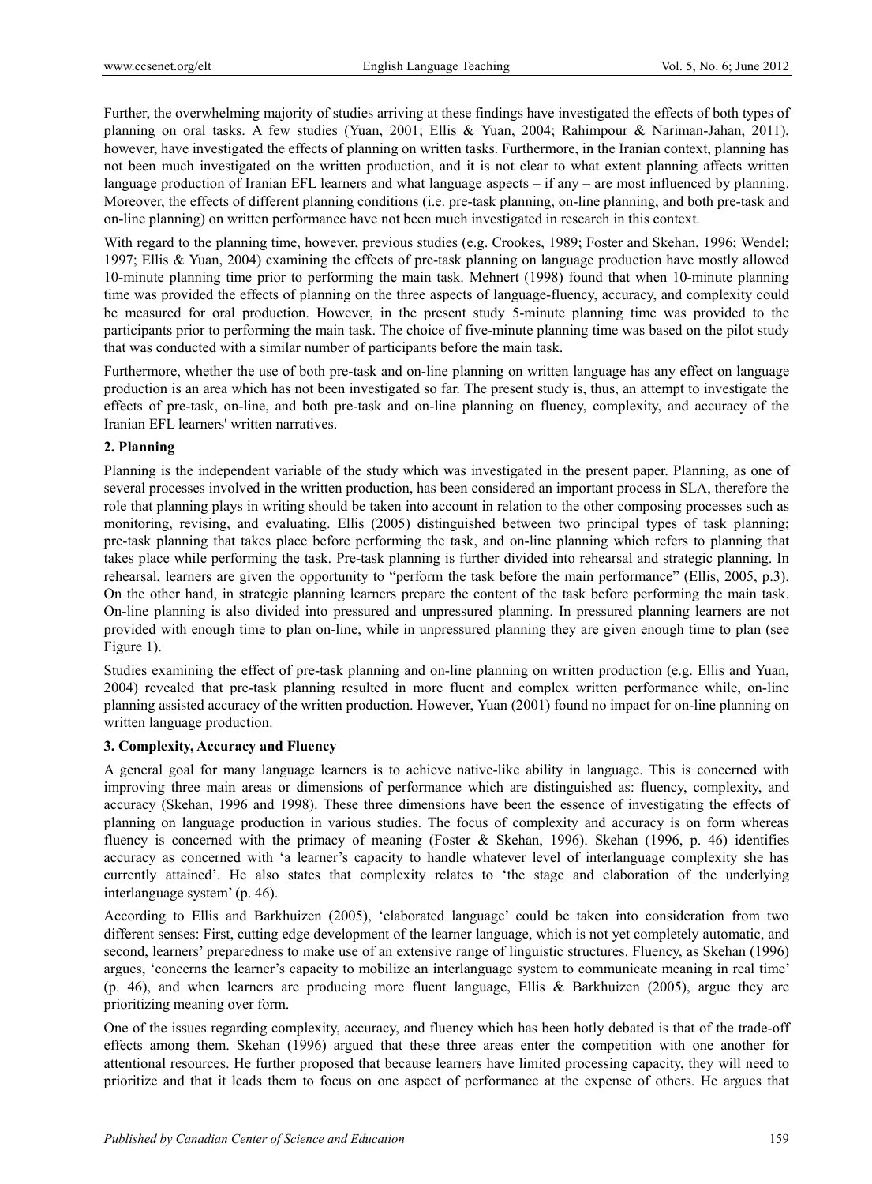Further, the overwhelming majority of studies arriving at these findings have investigated the effects of both types of planning on oral tasks. A few studies (Yuan, 2001; Ellis & Yuan, 2004; Rahimpour & Nariman-Jahan, 2011), however, have investigated the effects of planning on written tasks. Furthermore, in the Iranian context, planning has not been much investigated on the written production, and it is not clear to what extent planning affects written language production of Iranian EFL learners and what language aspects – if any – are most influenced by planning. Moreover, the effects of different planning conditions (i.e. pre-task planning, on-line planning, and both pre-task and on-line planning) on written performance have not been much investigated in research in this context.

With regard to the planning time, however, previous studies (e.g. Crookes, 1989; Foster and Skehan, 1996; Wendel; 1997; Ellis & Yuan, 2004) examining the effects of pre-task planning on language production have mostly allowed 10-minute planning time prior to performing the main task. Mehnert (1998) found that when 10-minute planning time was provided the effects of planning on the three aspects of language-fluency, accuracy, and complexity could be measured for oral production. However, in the present study 5-minute planning time was provided to the participants prior to performing the main task. The choice of five-minute planning time was based on the pilot study that was conducted with a similar number of participants before the main task.

Furthermore, whether the use of both pre-task and on-line planning on written language has any effect on language production is an area which has not been investigated so far. The present study is, thus, an attempt to investigate the effects of pre-task, on-line, and both pre-task and on-line planning on fluency, complexity, and accuracy of the Iranian EFL learners' written narratives.

## 2. Planning

Planning is the independent variable of the study which was investigated in the present paper. Planning, as one of several processes involved in the written production, has been considered an important process in SLA, therefore the role that planning plays in writing should be taken into account in relation to the other composing processes such as monitoring, revising, and evaluating. Ellis (2005) distinguished between two principal types of task planning; pre-task planning that takes place before performing the task, and on-line planning which refers to planning that takes place while performing the task. Pre-task planning is further divided into rehearsal and strategic planning. In rehearsal, learners are given the opportunity to "perform the task before the main performance" (Ellis, 2005, p.3). On the other hand, in strategic planning learners prepare the content of the task before performing the main task. On-line planning is also divided into pressured and unpressured planning. In pressured planning learners are not provided with enough time to plan on-line, while in unpressured planning they are given enough time to plan (see Figure 1).

Studies examining the effect of pre-task planning and on-line planning on written production (e.g. Ellis and Yuan, 2004) revealed that pre-task planning resulted in more fluent and complex written performance while, on-line planning assisted accuracy of the written production. However, Yuan (2001) found no impact for on-line planning on written language production.

## 3. Complexity, Accuracy and Fluency

A general goal for many language learners is to achieve native-like ability in language. This is concerned with improving three main areas or dimensions of performance which are distinguished as: fluency, complexity, and accuracy (Skehan, 1996 and 1998). These three dimensions have been the essence of investigating the effects of planning on language production in various studies. The focus of complexity and accuracy is on form whereas fluency is concerned with the primacy of meaning (Foster & Skehan, 1996). Skehan (1996, p. 46) identifies accuracy as concerned with 'a learner's capacity to handle whatever level of interlanguage complexity she has currently attained'. He also states that complexity relates to 'the stage and elaboration of the underlying interlanguage system' (p. 46).

According to Ellis and Barkhuizen (2005), 'elaborated language' could be taken into consideration from two different senses: First, cutting edge development of the learner language, which is not yet completely automatic, and second, learners' preparedness to make use of an extensive range of linguistic structures. Fluency, as Skehan (1996) argues, 'concerns the learner's capacity to mobilize an interlanguage system to communicate meaning in real time' (p. 46), and when learners are producing more fluent language, Ellis & Barkhuizen (2005), argue they are prioritizing meaning over form.

One of the issues regarding complexity, accuracy, and fluency which has been hotly debated is that of the trade-off effects among them. Skehan (1996) argued that these three areas enter the competition with one another for attentional resources. He further proposed that because learners have limited processing capacity, they will need to prioritize and that it leads them to focus on one aspect of performance at the expense of others. He argues that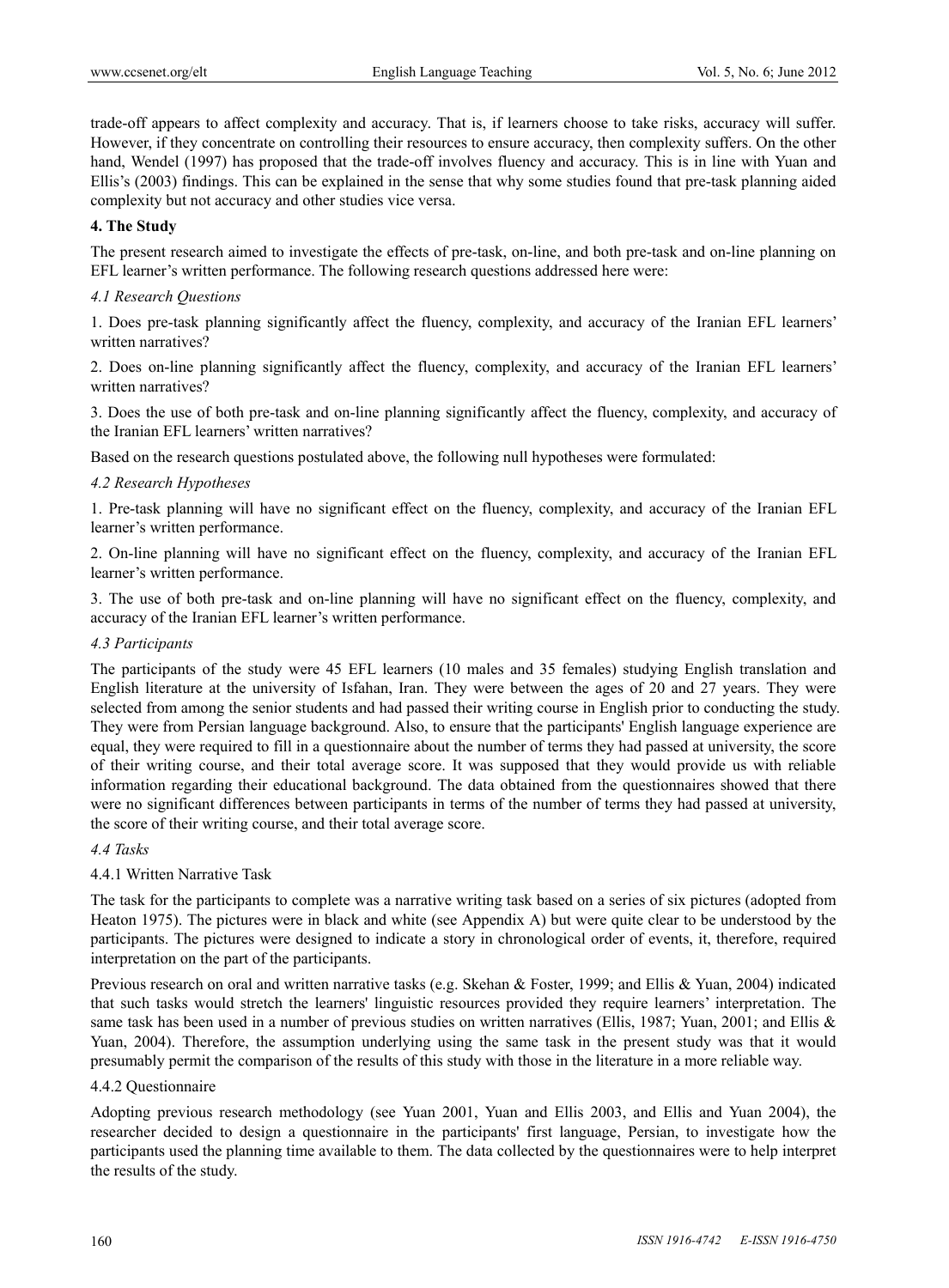trade-off appears to affect complexity and accuracy. That is, if learners choose to take risks, accuracy will suffer. However, if they concentrate on controlling their resources to ensure accuracy, then complexity suffers. On the other hand, Wendel (1997) has proposed that the trade-off involves fluency and accuracy. This is in line with Yuan and Ellis's (2003) findings. This can be explained in the sense that why some studies found that pre-task planning aided complexity but not accuracy and other studies vice versa.

## 4. The Study

The present research aimed to investigate the effects of pre-task, on-line, and both pre-task and on-line planning on EFL learner's written performance. The following research questions addressed here were:

### *4.1 Research Questions*

1. Does pre-task planning significantly affect the fluency, complexity, and accuracy of the Iranian EFL learners' written narratives?

2. Does on-line planning significantly affect the fluency, complexity, and accuracy of the Iranian EFL learners' written narratives?

3. Does the use of both pre-task and on-line planning significantly affect the fluency, complexity, and accuracy of the Iranian EFL learners' written narratives?

Based on the research questions postulated above, the following null hypotheses were formulated:

### *4.2 Research Hypotheses*

1. Pre-task planning will have no significant effect on the fluency, complexity, and accuracy of the Iranian EFL learner's written performance.

2. On-line planning will have no significant effect on the fluency, complexity, and accuracy of the Iranian EFL learner's written performance.

3. The use of both pre-task and on-line planning will have no significant effect on the fluency, complexity, and accuracy of the Iranian EFL learner's written performance.

### *4.3 Participants*

The participants of the study were 45 EFL learners (10 males and 35 females) studying English translation and English literature at the university of Isfahan, Iran. They were between the ages of 20 and 27 years. They were selected from among the senior students and had passed their writing course in English prior to conducting the study. They were from Persian language background. Also, to ensure that the participants' English language experience are equal, they were required to fill in a questionnaire about the number of terms they had passed at university, the score of their writing course, and their total average score. It was supposed that they would provide us with reliable information regarding their educational background. The data obtained from the questionnaires showed that there were no significant differences between participants in terms of the number of terms they had passed at university, the score of their writing course, and their total average score.

### *4.4 Tasks*

#### 4.4.1 Written Narrative Task

The task for the participants to complete was a narrative writing task based on a series of six pictures (adopted from Heaton 1975). The pictures were in black and white (see Appendix A) but were quite clear to be understood by the participants. The pictures were designed to indicate a story in chronological order of events, it, therefore, required interpretation on the part of the participants.

Previous research on oral and written narrative tasks (e.g. Skehan & Foster, 1999; and Ellis & Yuan, 2004) indicated that such tasks would stretch the learners' linguistic resources provided they require learners' interpretation. The same task has been used in a number of previous studies on written narratives (Ellis, 1987; Yuan, 2001; and Ellis & Yuan, 2004). Therefore, the assumption underlying using the same task in the present study was that it would presumably permit the comparison of the results of this study with those in the literature in a more reliable way.

#### 4.4.2 Questionnaire

Adopting previous research methodology (see Yuan 2001, Yuan and Ellis 2003, and Ellis and Yuan 2004), the researcher decided to design a questionnaire in the participants' first language, Persian, to investigate how the participants used the planning time available to them. The data collected by the questionnaires were to help interpret the results of the study.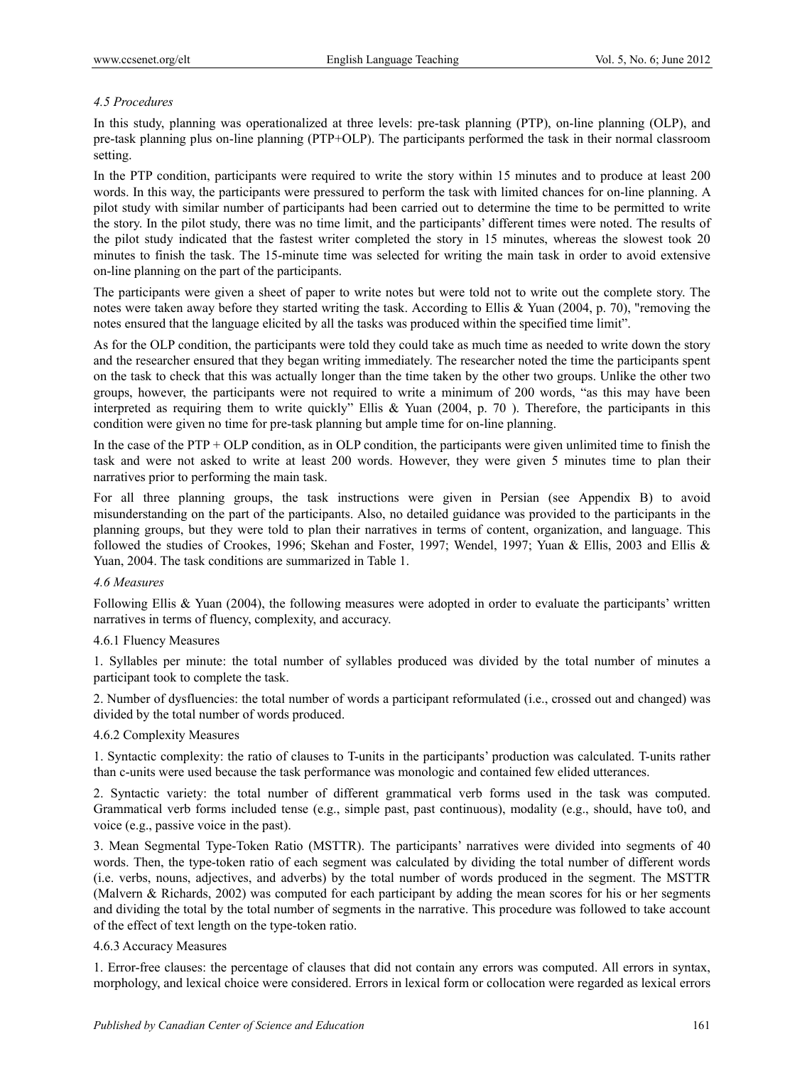### *4.5 Procedures*

In this study, planning was operationalized at three levels: pre-task planning (PTP), on-line planning (OLP), and pre-task planning plus on-line planning (PTP+OLP). The participants performed the task in their normal classroom setting.

In the PTP condition, participants were required to write the story within 15 minutes and to produce at least 200 words. In this way, the participants were pressured to perform the task with limited chances for on-line planning. A pilot study with similar number of participants had been carried out to determine the time to be permitted to write the story. In the pilot study, there was no time limit, and the participants' different times were noted. The results of the pilot study indicated that the fastest writer completed the story in 15 minutes, whereas the slowest took 20 minutes to finish the task. The 15-minute time was selected for writing the main task in order to avoid extensive on-line planning on the part of the participants.

The participants were given a sheet of paper to write notes but were told not to write out the complete story. The notes were taken away before they started writing the task. According to Ellis & Yuan (2004, p. 70), "removing the notes ensured that the language elicited by all the tasks was produced within the specified time limit".

As for the OLP condition, the participants were told they could take as much time as needed to write down the story and the researcher ensured that they began writing immediately. The researcher noted the time the participants spent on the task to check that this was actually longer than the time taken by the other two groups. Unlike the other two groups, however, the participants were not required to write a minimum of 200 words, "as this may have been interpreted as requiring them to write quickly" Ellis & Yuan (2004, p. 70 ). Therefore, the participants in this condition were given no time for pre-task planning but ample time for on-line planning.

In the case of the PTP + OLP condition, as in OLP condition, the participants were given unlimited time to finish the task and were not asked to write at least 200 words. However, they were given 5 minutes time to plan their narratives prior to performing the main task.

For all three planning groups, the task instructions were given in Persian (see Appendix B) to avoid misunderstanding on the part of the participants. Also, no detailed guidance was provided to the participants in the planning groups, but they were told to plan their narratives in terms of content, organization, and language. This followed the studies of Crookes, 1996; Skehan and Foster, 1997; Wendel, 1997; Yuan & Ellis, 2003 and Ellis & Yuan, 2004. The task conditions are summarized in Table 1.

### *4.6 Measures*

Following Ellis & Yuan (2004), the following measures were adopted in order to evaluate the participants' written narratives in terms of fluency, complexity, and accuracy.

#### 4.6.1 Fluency Measures

1. Syllables per minute: the total number of syllables produced was divided by the total number of minutes a participant took to complete the task.

2. Number of dysfluencies: the total number of words a participant reformulated (i.e., crossed out and changed) was divided by the total number of words produced.

#### 4.6.2 Complexity Measures

1. Syntactic complexity: the ratio of clauses to T-units in the participants' production was calculated. T-units rather than c-units were used because the task performance was monologic and contained few elided utterances.

2. Syntactic variety: the total number of different grammatical verb forms used in the task was computed. Grammatical verb forms included tense (e.g., simple past, past continuous), modality (e.g., should, have to0, and voice (e.g., passive voice in the past).

3. Mean Segmental Type-Token Ratio (MSTTR). The participants' narratives were divided into segments of 40 words. Then, the type-token ratio of each segment was calculated by dividing the total number of different words (i.e. verbs, nouns, adjectives, and adverbs) by the total number of words produced in the segment. The MSTTR (Malvern & Richards, 2002) was computed for each participant by adding the mean scores for his or her segments and dividing the total by the total number of segments in the narrative. This procedure was followed to take account of the effect of text length on the type-token ratio.

#### 4.6.3 Accuracy Measures

1. Error-free clauses: the percentage of clauses that did not contain any errors was computed. All errors in syntax, morphology, and lexical choice were considered. Errors in lexical form or collocation were regarded as lexical errors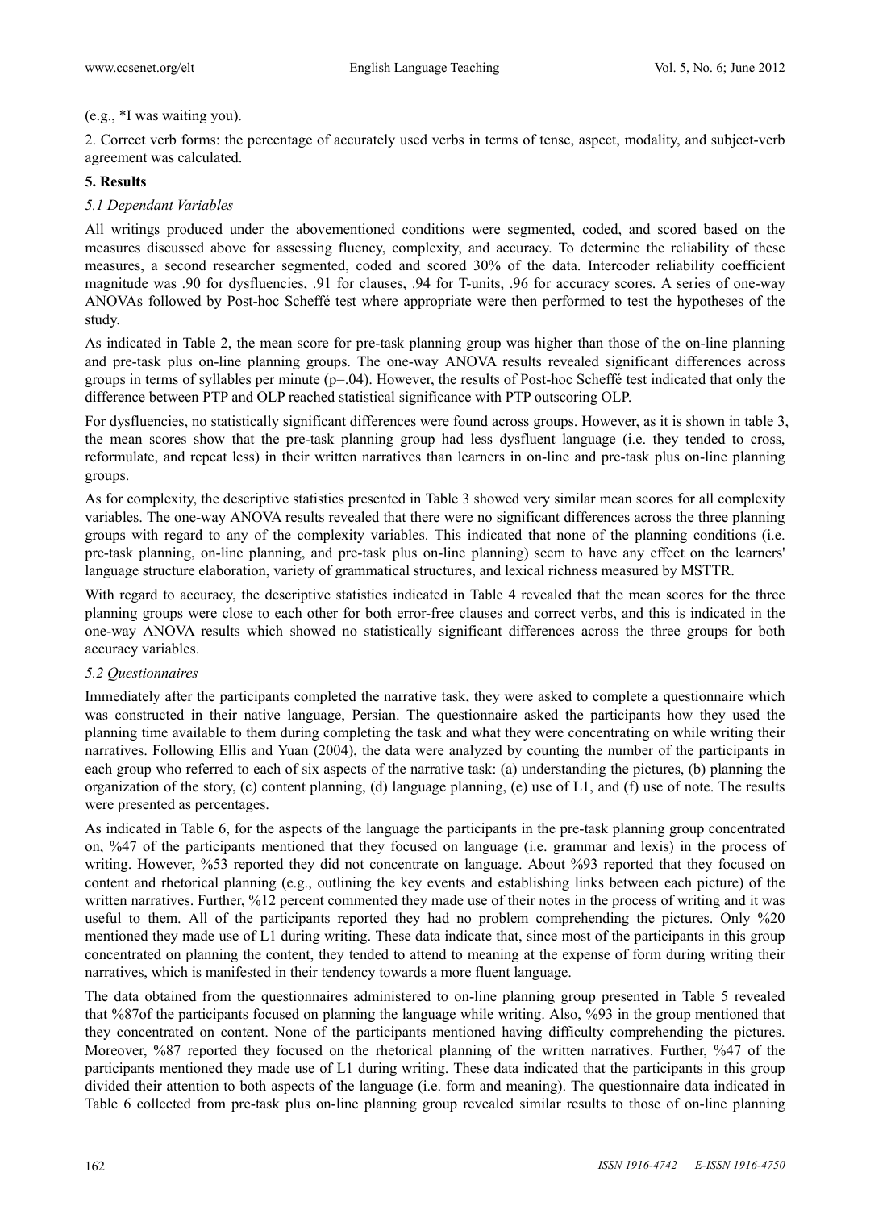(e.g., *I was waiting you).

2. Correct verb forms: the percentage of accurately used verbs in terms of tense, aspect, modality, and subject-verb agreement was calculated.

## 5. Results

### *5.1 Dependant Variables*

All writings produced under the abovementioned conditions were segmented, coded, and scored based on the measures discussed above for assessing fluency, complexity, and accuracy. To determine the reliability of these measures, a second researcher segmented, coded and scored 30% of the data. Intercoder reliability coefficient magnitude was .90 for dysfluencies, .91 for clauses, .94 for T-units, .96 for accuracy scores. A series of one-way ANOVAs followed by Post-hoc Scheffé test where appropriate were then performed to test the hypotheses of the study.

As indicated in Table 2, the mean score for pre-task planning group was higher than those of the on-line planning and pre-task plus on-line planning groups. The one-way ANOVA results revealed significant differences across groups in terms of syllables per minute ($p$=.04). However, the results of Post-hoc Scheffé test indicated that only the difference between PTP and OLP reached statistical significance with PTP outscoring OLP.

For dysfluencies, no statistically significant differences were found across groups. However, as it is shown in table 3, the mean scores show that the pre-task planning group had less dysfluent language (i.e. they tended to cross, reformulate, and repeat less) in their written narratives than learners in on-line and pre-task plus on-line planning groups.

As for complexity, the descriptive statistics presented in Table 3 showed very similar mean scores for all complexity variables. The one-way ANOVA results revealed that there were no significant differences across the three planning groups with regard to any of the complexity variables. This indicated that none of the planning conditions (i.e. pre-task planning, on-line planning, and pre-task plus on-line planning) seem to have any effect on the learners' language structure elaboration, variety of grammatical structures, and lexical richness measured by MSTTR.

With regard to accuracy, the descriptive statistics indicated in Table 4 revealed that the mean scores for the three planning groups were close to each other for both error-free clauses and correct verbs, and this is indicated in the one-way ANOVA results which showed no statistically significant differences across the three groups for both accuracy variables.

### *5.2 Questionnaires*

Immediately after the participants completed the narrative task, they were asked to complete a questionnaire which was constructed in their native language, Persian. The questionnaire asked the participants how they used the planning time available to them during completing the task and what they were concentrating on while writing their narratives. Following Ellis and Yuan (2004), the data were analyzed by counting the number of the participants in each group who referred to each of six aspects of the narrative task: (a) understanding the pictures, (b) planning the organization of the story, (c) content planning, (d) language planning, (e) use of L1, and (f) use of note. The results were presented as percentages.

As indicated in Table 6, for the aspects of the language the participants in the pre-task planning group concentrated on, %47 of the participants mentioned that they focused on language (i.e. grammar and lexis) in the process of writing. However, %53 reported they did not concentrate on language. About %93 reported that they focused on content and rhetorical planning (e.g., outlining the key events and establishing links between each picture) of the written narratives. Further, %12 percent commented they made use of their notes in the process of writing and it was useful to them. All of the participants reported they had no problem comprehending the pictures. Only %20 mentioned they made use of L1 during writing. These data indicate that, since most of the participants in this group concentrated on planning the content, they tended to attend to meaning at the expense of form during writing their narratives, which is manifested in their tendency towards a more fluent language.

The data obtained from the questionnaires administered to on-line planning group presented in Table 5 revealed that %87of the participants focused on planning the language while writing. Also, %93 in the group mentioned that they concentrated on content. None of the participants mentioned having difficulty comprehending the pictures. Moreover, %87 reported they focused on the rhetorical planning of the written narratives. Further, %47 of the participants mentioned they made use of L1 during writing. These data indicated that the participants in this group divided their attention to both aspects of the language (i.e. form and meaning). The questionnaire data indicated in Table 6 collected from pre-task plus on-line planning group revealed similar results to those of on-line planning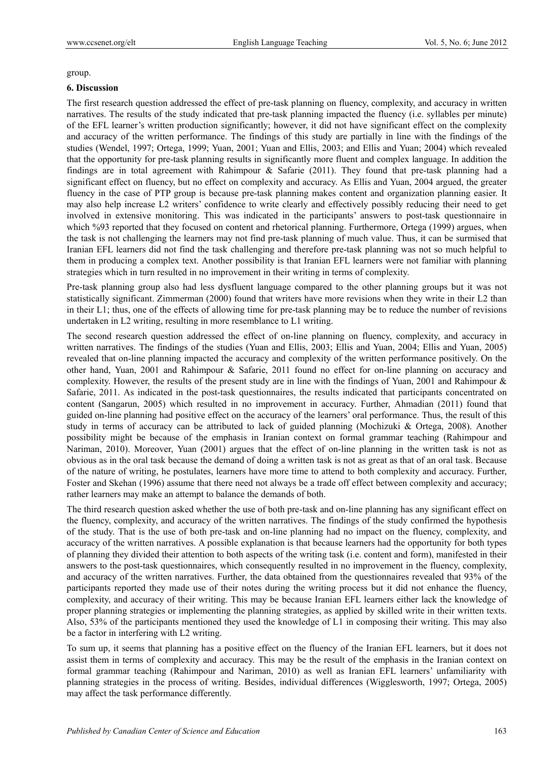group.

## 6. Discussion

The first research question addressed the effect of pre-task planning on fluency, complexity, and accuracy in written narratives. The results of the study indicated that pre-task planning impacted the fluency (i.e. syllables per minute) of the EFL learner's written production significantly; however, it did not have significant effect on the complexity and accuracy of the written performance. The findings of this study are partially in line with the findings of the studies (Wendel, 1997; Ortega, 1999; Yuan, 2001; Yuan and Ellis, 2003; and Ellis and Yuan; 2004) which revealed that the opportunity for pre-task planning results in significantly more fluent and complex language. In addition the findings are in total agreement with Rahimpour & Safarie (2011). They found that pre-task planning had a significant effect on fluency, but no effect on complexity and accuracy. As Ellis and Yuan, 2004 argued, the greater fluency in the case of PTP group is because pre-task planning makes content and organization planning easier. It may also help increase L2 writers' confidence to write clearly and effectively possibly reducing their need to get involved in extensive monitoring. This was indicated in the participants' answers to post-task questionnaire in which %93 reported that they focused on content and rhetorical planning. Furthermore, Ortega (1999) argues, when the task is not challenging the learners may not find pre-task planning of much value. Thus, it can be surmised that Iranian EFL learners did not find the task challenging and therefore pre-task planning was not so much helpful to them in producing a complex text. Another possibility is that Iranian EFL learners were not familiar with planning strategies which in turn resulted in no improvement in their writing in terms of complexity.

Pre-task planning group also had less dysfluent language compared to the other planning groups but it was not statistically significant. Zimmerman (2000) found that writers have more revisions when they write in their L2 than in their L1; thus, one of the effects of allowing time for pre-task planning may be to reduce the number of revisions undertaken in L2 writing, resulting in more resemblance to L1 writing.

The second research question addressed the effect of on-line planning on fluency, complexity, and accuracy in written narratives. The findings of the studies (Yuan and Ellis, 2003; Ellis and Yuan, 2004; Ellis and Yuan, 2005) revealed that on-line planning impacted the accuracy and complexity of the written performance positively. On the other hand, Yuan, 2001 and Rahimpour & Safarie, 2011 found no effect for on-line planning on accuracy and complexity. However, the results of the present study are in line with the findings of Yuan, 2001 and Rahimpour & Safarie, 2011. As indicated in the post-task questionnaires, the results indicated that participants concentrated on content (Sangarun, 2005) which resulted in no improvement in accuracy. Further, Ahmadian (2011) found that guided on-line planning had positive effect on the accuracy of the learners' oral performance. Thus, the result of this study in terms of accuracy can be attributed to lack of guided planning (Mochizuki & Ortega, 2008). Another possibility might be because of the emphasis in Iranian context on formal grammar teaching (Rahimpour and Nariman, 2010). Moreover, Yuan (2001) argues that the effect of on-line planning in the written task is not as obvious as in the oral task because the demand of doing a written task is not as great as that of an oral task. Because of the nature of writing, he postulates, learners have more time to attend to both complexity and accuracy. Further, Foster and Skehan (1996) assume that there need not always be a trade off effect between complexity and accuracy; rather learners may make an attempt to balance the demands of both.

The third research question asked whether the use of both pre-task and on-line planning has any significant effect on the fluency, complexity, and accuracy of the written narratives. The findings of the study confirmed the hypothesis of the study. That is the use of both pre-task and on-line planning had no impact on the fluency, complexity, and accuracy of the written narratives. A possible explanation is that because learners had the opportunity for both types of planning they divided their attention to both aspects of the writing task (i.e. content and form), manifested in their answers to the post-task questionnaires, which consequently resulted in no improvement in the fluency, complexity, and accuracy of the written narratives. Further, the data obtained from the questionnaires revealed that 93% of the participants reported they made use of their notes during the writing process but it did not enhance the fluency, complexity, and accuracy of their writing. This may be because Iranian EFL learners either lack the knowledge of proper planning strategies or implementing the planning strategies, as applied by skilled write in their written texts. Also, 53% of the participants mentioned they used the knowledge of L1 in composing their writing. This may also be a factor in interfering with L2 writing.

To sum up, it seems that planning has a positive effect on the fluency of the Iranian EFL learners, but it does not assist them in terms of complexity and accuracy. This may be the result of the emphasis in the Iranian context on formal grammar teaching (Rahimpour and Nariman, 2010) as well as Iranian EFL learners' unfamiliarity with planning strategies in the process of writing. Besides, individual differences (Wigglesworth, 1997; Ortega, 2005) may affect the task performance differently.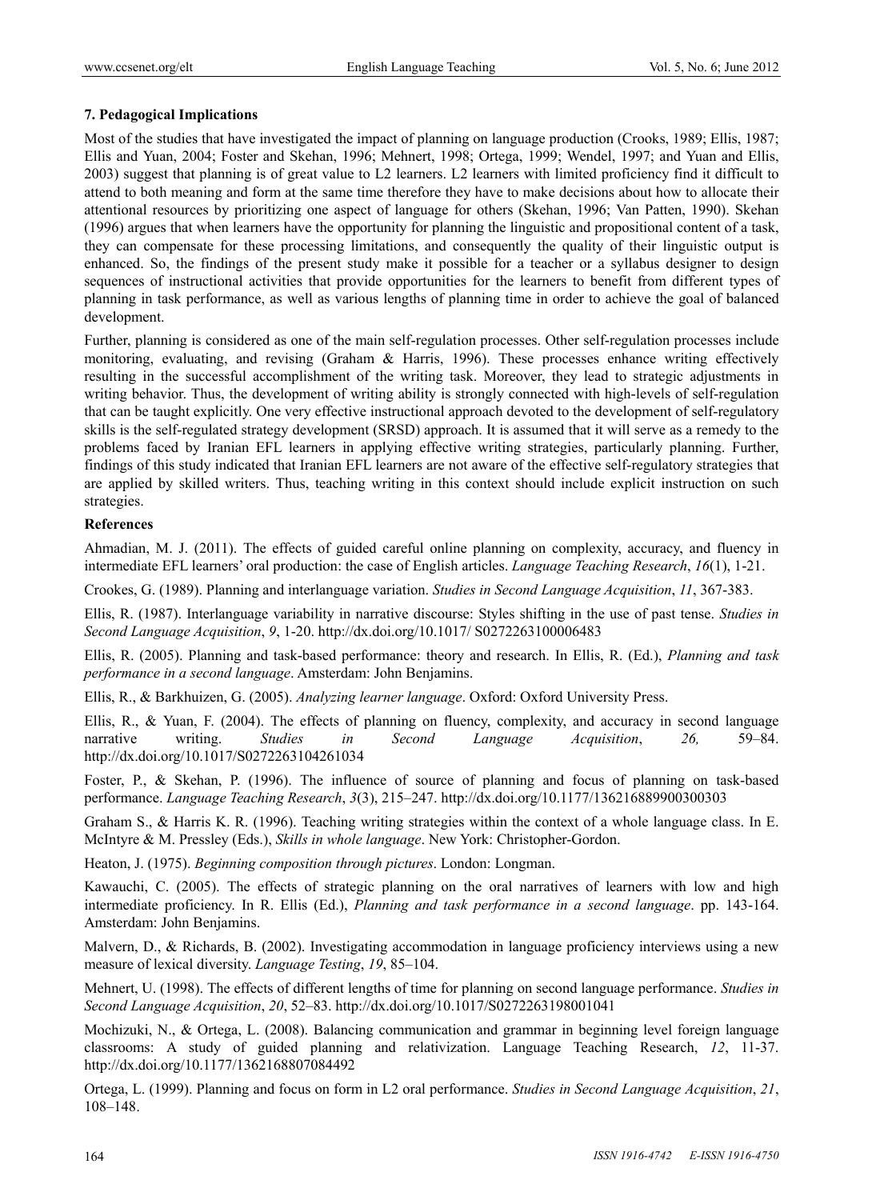**7. Pedagogical Implications**

Most of the studies that have investigated the impact of planning on language production (Crooks, 1989; Ellis, 1987; Ellis and Yuan, 2004; Foster and Skehan, 1996; Mehnert, 1998; Ortega, 1999; Wendel, 1997; and Yuan and Ellis, 2003) suggest that planning is of great value to L2 learners. L2 learners with limited proficiency find it difficult to attend to both meaning and form at the same time therefore they have to make decisions about how to allocate their attentional resources by prioritizing one aspect of language for others (Skehan, 1996; Van Patten, 1990). Skehan (1996) argues that when learners have the opportunity for planning the linguistic and propositional content of a task, they can compensate for these processing limitations, and consequently the quality of their linguistic output is enhanced. So, the findings of the present study make it possible for a teacher or a syllabus designer to design sequences of instructional activities that provide opportunities for the learners to benefit from different types of planning in task performance, as well as various lengths of planning time in order to achieve the goal of balanced development.

Further, planning is considered as one of the main self-regulation processes. Other self-regulation processes include monitoring, evaluating, and revising (Graham & Harris, 1996). These processes enhance writing effectively resulting in the successful accomplishment of the writing task. Moreover, they lead to strategic adjustments in writing behavior. Thus, the development of writing ability is strongly connected with high-levels of self-regulation that can be taught explicitly. One very effective instructional approach devoted to the development of self-regulatory skills is the self-regulated strategy development (SRSD) approach. It is assumed that it will serve as a remedy to the problems faced by Iranian EFL learners in applying effective writing strategies, particularly planning. Further, findings of this study indicated that Iranian EFL learners are not aware of the effective self-regulatory strategies that are applied by skilled writers. Thus, teaching writing in this context should include explicit instruction on such strategies.

**References**

Ahmadian, M. J. (2011). The effects of guided careful online planning on complexity, accuracy, and fluency in intermediate EFL learners' oral production: the case of English articles. *Language Teaching Research*, *16*(1), 1-21.

Crookes, G. (1989). Planning and interlanguage variation. *Studies in Second Language Acquisition*, *11*, 367-383.

Ellis, R. (1987). Interlanguage variability in narrative discourse: Styles shifting in the use of past tense. *Studies in Second Language Acquisition*, *9*, 1-20. http://dx.doi.org/10.1017/ S0272263100006483

Ellis, R. (2005). Planning and task-based performance: theory and research. In Ellis, R. (Ed.), *Planning and task performance in a second language*. Amsterdam: John Benjamins.

Ellis, R., & Barkhuizen, G. (2005). *Analyzing learner language*. Oxford: Oxford University Press.

Ellis, R., & Yuan, F. (2004). The effects of planning on fluency, complexity, and accuracy in second language narrative writing. *Studies in Second Language Acquisition*, *26,* 59–84. http://dx.doi.org/10.1017/S0272263104261034

Foster, P., & Skehan, P. (1996). The influence of source of planning and focus of planning on task-based performance. *Language Teaching Research*, *3*(3), 215–247. http://dx.doi.org/10.1177/136216889900300303

Graham S., & Harris K. R. (1996). Teaching writing strategies within the context of a whole language class. In E. McIntyre & M. Pressley (Eds.), *Skills in whole language*. New York: Christopher-Gordon.

Heaton, J. (1975). *Beginning composition through pictures*. London: Longman.

Kawauchi, C. (2005). The effects of strategic planning on the oral narratives of learners with low and high intermediate proficiency. In R. Ellis (Ed.), *Planning and task performance in a second language*. pp. 143-164. Amsterdam: John Benjamins.

Malvern, D., & Richards, B. (2002). Investigating accommodation in language proficiency interviews using a new measure of lexical diversity. *Language Testing*, *19*, 85–104.

Mehnert, U. (1998). The effects of different lengths of time for planning on second language performance. *Studies in Second Language Acquisition*, *20*, 52–83. http://dx.doi.org/10.1017/S0272263198001041

Mochizuki, N., & Ortega, L. (2008). Balancing communication and grammar in beginning level foreign language classrooms: A study of guided planning and relativization. Language Teaching Research, *12*, 11-37. http://dx.doi.org/10.1177/1362168807084492

Ortega, L. (1999). Planning and focus on form in L2 oral performance. *Studies in Second Language Acquisition*, *21*, 108–148.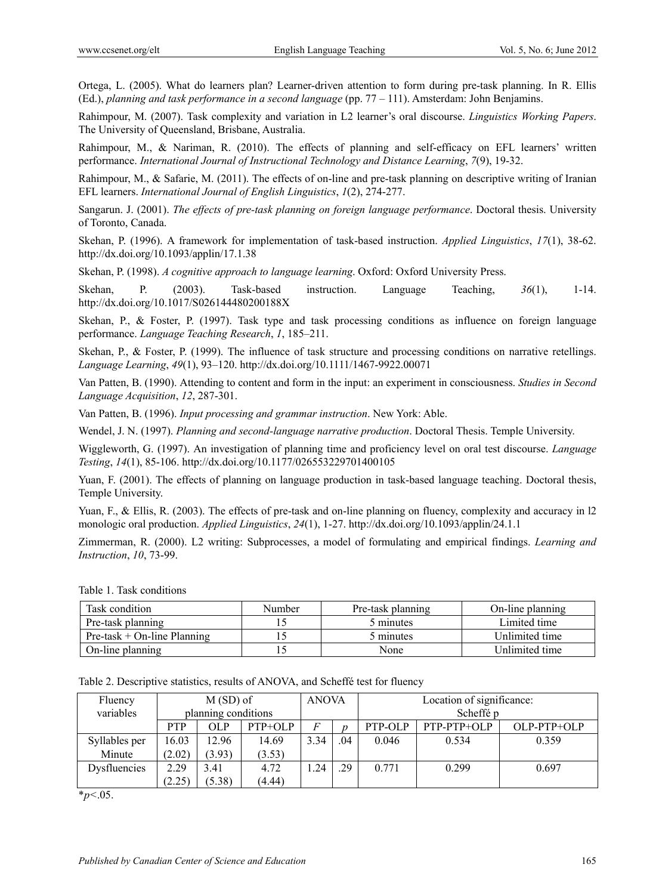Ortega, L. (2005). What do learners plan? Learner-driven attention to form during pre-task planning. In R. Ellis (Ed.), *planning and task performance in a second language* (pp. 77 – 111). Amsterdam: John Benjamins.

Rahimpour, M. (2007). Task complexity and variation in L2 learner's oral discourse. *Linguistics Working Papers*. The University of Queensland, Brisbane, Australia.

Rahimpour, M., & Nariman, R. (2010). The effects of planning and self-efficacy on EFL learners' written performance. *International Journal of Instructional Technology and Distance Learning*, *7*(9), 19-32.

Rahimpour, M., & Safarie, M. (2011). The effects of on-line and pre-task planning on descriptive writing of Iranian EFL learners. *International Journal of English Linguistics*, *1*(2), 274-277.

Sangarun. J. (2001). *The effects of pre-task planning on foreign language performance*. Doctoral thesis. University of Toronto, Canada.

Skehan, P. (1996). A framework for implementation of task-based instruction. *Applied Linguistics*, *17*(1), 38-62. http://dx.doi.org/10.1093/applin/17.1.38

Skehan, P. (1998). *A cognitive approach to language learning*. Oxford: Oxford University Press.

Skehan, P. (2003). Task-based instruction. Language Teaching, *36*(1), 1-14. http://dx.doi.org/10.1017/S026144480200188X

Skehan, P., & Foster, P. (1997). Task type and task processing conditions as influence on foreign language performance. *Language Teaching Research*, *1*, 185–211.

Skehan, P., & Foster, P. (1999). The influence of task structure and processing conditions on narrative retellings. *Language Learning*, *49*(1), 93–120. http://dx.doi.org/10.1111/1467-9922.00071

Van Patten, B. (1990). Attending to content and form in the input: an experiment in consciousness. *Studies in Second Language Acquisition*, *12*, 287-301.

Van Patten, B. (1996). *Input processing and grammar instruction*. New York: Able.

Wendel, J. N. (1997). *Planning and second-language narrative production*. Doctoral Thesis. Temple University.

Wiggleworth, G. (1997). An investigation of planning time and proficiency level on oral test discourse. *Language Testing*, *14*(1), 85-106. http://dx.doi.org/10.1177/026553229701400105

Yuan, F. (2001). The effects of planning on language production in task-based language teaching. Doctoral thesis, Temple University.

Yuan, F., & Ellis, R. (2003). The effects of pre-task and on-line planning on fluency, complexity and accuracy in l2 monologic oral production. *Applied Linguistics*, *24*(1), 1-27. http://dx.doi.org/10.1093/applin/24.1.1

Zimmerman, R. (2000). L2 writing: Subprocesses, a model of formulating and empirical findings. *Learning and Instruction*, *10*, 73-99.

Table 1. Task conditions

| Task condition | Number | Pre-task planning | On-line planning |
|---|---|---|---|
| Pre-task planning | 15 | 5 minutes | Limited time |
| Pre-task + On-line Planning | 15 | 5 minutes | Unlimited time |
| On-line planning | 15 | None | Unlimited time |

Table 2. Descriptive statistics, results of ANOVA, and Scheffé test for fluency

| Fluency variables | M (SD) of planning conditions | | | ANOVA | | Location of significance: Scheffé p | | |
|---|---|---|---|---|---|---|---|---|
| | PTP | OLP | PTP+OLP | $F$ | $p$ | PTP-OLP | PTP-PTP+OLP | OLP-PTP+OLP |
| Syllables per Minute | 16.03 (2.02) | 12.96 (3.93) | 14.69 (3.53) | 3.34 | .04 | 0.046 | 0.534 | 0.359 |
| Dysfluencies | 2.29 (2.25) | 3.41 (5.38) | 4.72 (4.44) | 1.24 | .29 | 0.771 | 0.299 | 0.697 |

*$p<.05$.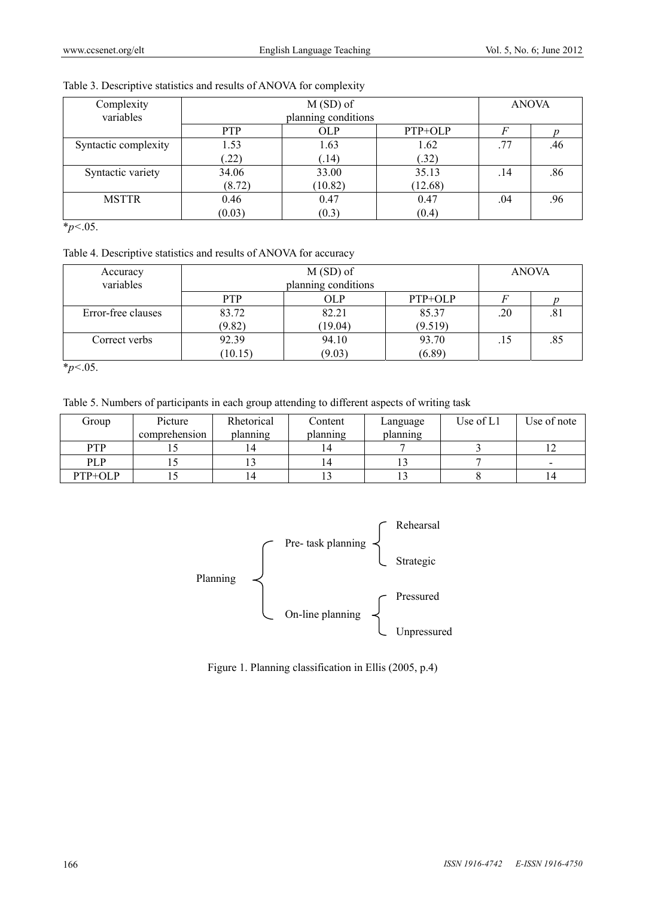Table 3. Descriptive statistics and results of ANOVA for complexity

| Complexity variables | M (SD) of planning conditions | | | ANOVA | |
|---|---|---|---|---|---|
| | PTP | OLP | PTP+OLP | *F* | *p* |
| Syntactic complexity | 1.53 (.22) | 1.63 (.14) | 1.62 (.32) | .77 | .46 |
| Syntactic variety | 34.06 (8.72) | 33.00 (10.82) | 35.13 (12.68) | .14 | .86 |
| MSTTR | 0.46 (0.03) | 0.47 (0.3) | 0.47 (0.4) | .04 | .96 |

$^{*}p<.05$.

Table 4. Descriptive statistics and results of ANOVA for accuracy

| Accuracy variables | M (SD) of planning conditions | | | ANOVA | |
|---|---|---|---|---|---|
| | PTP | OLP | PTP+OLP | *F* | *p* |
| Error-free clauses | 83.72 (9.82) | 82.21 (19.04) | 85.37 (9.519) | .20 | .81 |
| Correct verbs | 92.39 (10.15) | 94.10 (9.03) | 93.70 (6.89) | .15 | .85 |

$^{*}p<.05$.

Table 5. Numbers of participants in each group attending to different aspects of writing task

| Group | Picture comprehension | Rhetorical planning | Content planning | Language planning | Use of L1 | Use of note |
|---|---|---|---|---|---|---|
| PTP | 15 | 14 | 14 | 7 | 3 | 12 |
| PLP | 15 | 13 | 14 | 13 | 7 | - |
| PTP+OLP | 15 | 14 | 13 | 13 | 8 | 14 |

- Planning
  - Pre- task planning
    - Rehearsal
    - Strategic
  - On-line planning
    - Pressured
    - Unpressured

Figure 1. Planning classification in Ellis (2005, p.4)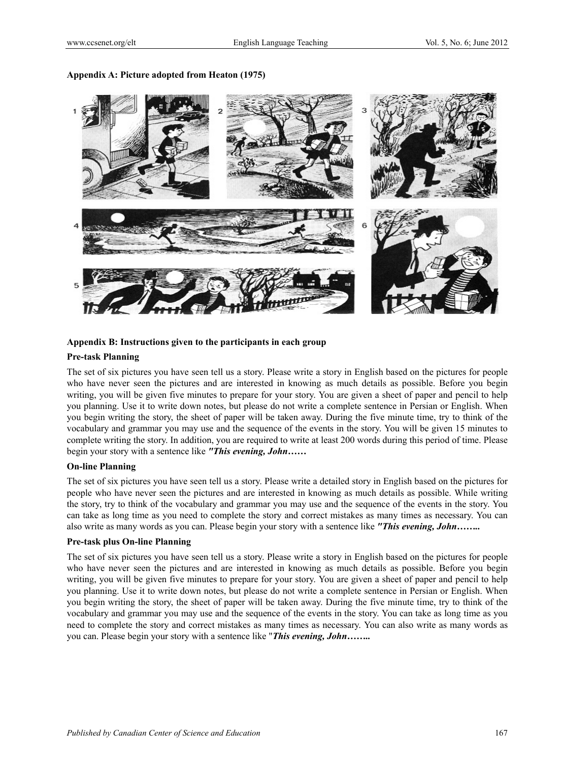**Appendix A: Picture adopted from Heaton (1975)**

**Appendix B: Instructions given to the participants in each group**

**Pre-task Planning**

The set of six pictures you have seen tell us a story. Please write a story in English based on the pictures for people who have never seen the pictures and are interested in knowing as much details as possible. Before you begin writing, you will be given five minutes to prepare for your story. You are given a sheet of paper and pencil to help you planning. Use it to write down notes, but please do not write a complete sentence in Persian or English. When you begin writing the story, the sheet of paper will be taken away. During the five minute time, try to think of the vocabulary and grammar you may use and the sequence of the events in the story. You will be given 15 minutes to complete writing the story. In addition, you are required to write at least 200 words during this period of time. Please begin your story with a sentence like ***"This evening, John……***

**On-line Planning**

The set of six pictures you have seen tell us a story. Please write a detailed story in English based on the pictures for people who have never seen the pictures and are interested in knowing as much details as possible. While writing the story, try to think of the vocabulary and grammar you may use and the sequence of the events in the story. You can take as long time as you need to complete the story and correct mistakes as many times as necessary. You can also write as many words as you can. Please begin your story with a sentence like ***"This evening, John……..***

**Pre-task plus On-line Planning**

The set of six pictures you have seen tell us a story. Please write a story in English based on the pictures for people who have never seen the pictures and are interested in knowing as much details as possible. Before you begin writing, you will be given five minutes to prepare for your story. You are given a sheet of paper and pencil to help you planning. Use it to write down notes, but please do not write a complete sentence in Persian or English. When you begin writing the story, the sheet of paper will be taken away. During the five minute time, try to think of the vocabulary and grammar you may use and the sequence of the events in the story. You can take as long time as you need to complete the story and correct mistakes as many times as necessary. You can also write as many words as you can. Please begin your story with a sentence like "***This evening, John……..***